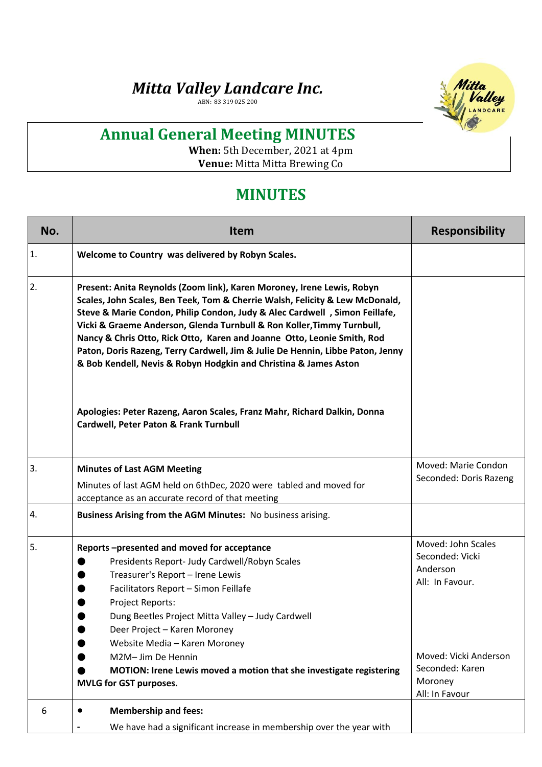# *Mitta Valley Landcare Inc.*

ABN: 83 319 025 200

## Annual General Meeting MINUTES

**When:** 5th December, 2021 at 4pm
**Venue:** Mitta Mitta Brewing Co

## MINUTES

| No. | Item | Responsibility |
|---|---|---|
| 1. | **Welcome to Country was delivered by Robyn Scales.** | |
| 2. | **Present: Anita Reynolds (Zoom link), Karen Moroney, Irene Lewis, Robyn Scales, John Scales, Ben Teek, Tom & Cherrie Walsh, Felicity & Lew McDonald, Steve & Marie Condon, Philip Condon, Judy & Alec Cardwell , Simon Feillafe, Vicki & Graeme Anderson, Glenda Turnbull & Ron Koller,Timmy Turnbull, Nancy & Chris Otto, Rick Otto, Karen and Joanne Otto, Leonie Smith, Rod Paton, Doris Razeng, Terry Cardwell, Jim & Julie De Hennin, Libbe Paton, Jenny & Bob Kendell, Nevis & Robyn Hodgkin and Christina & James Aston**<br><br>**Apologies: Peter Razeng, Aaron Scales, Franz Mahr, Richard Dalkin, Donna Cardwell, Peter Paton & Frank Turnbull** | |
| 3. | **Minutes of Last AGM Meeting**<br>Minutes of last AGM held on 6thDec, 2020 were tabled and moved for acceptance as an accurate record of that meeting | Moved: Marie Condon<br>Seconded: Doris Razeng |
| 4. | **Business Arising from the AGM Minutes:** No business arising. | |
| 5. | **Reports –presented and moved for acceptance**<br>● Presidents Report- Judy Cardwell/Robyn Scales<br>● Treasurer's Report – Irene Lewis<br>● Facilitators Report – Simon Feillafe<br>● Project Reports:<br>● Dung Beetles Project Mitta Valley – Judy Cardwell<br>● Deer Project – Karen Moroney<br>● Website Media – Karen Moroney<br>● M2M– Jim De Hennin<br>● **MOTION: Irene Lewis moved a motion that she investigate registering MVLG for GST purposes.** | Moved: John Scales<br>Seconded: Vicki Anderson<br>All: In Favour.<br><br>Moved: Vicki Anderson<br>Seconded: Karen Moroney<br>All: In Favour |
| 6 | ● **Membership and fees:**<br>- We have had a significant increase in membership over the year with | |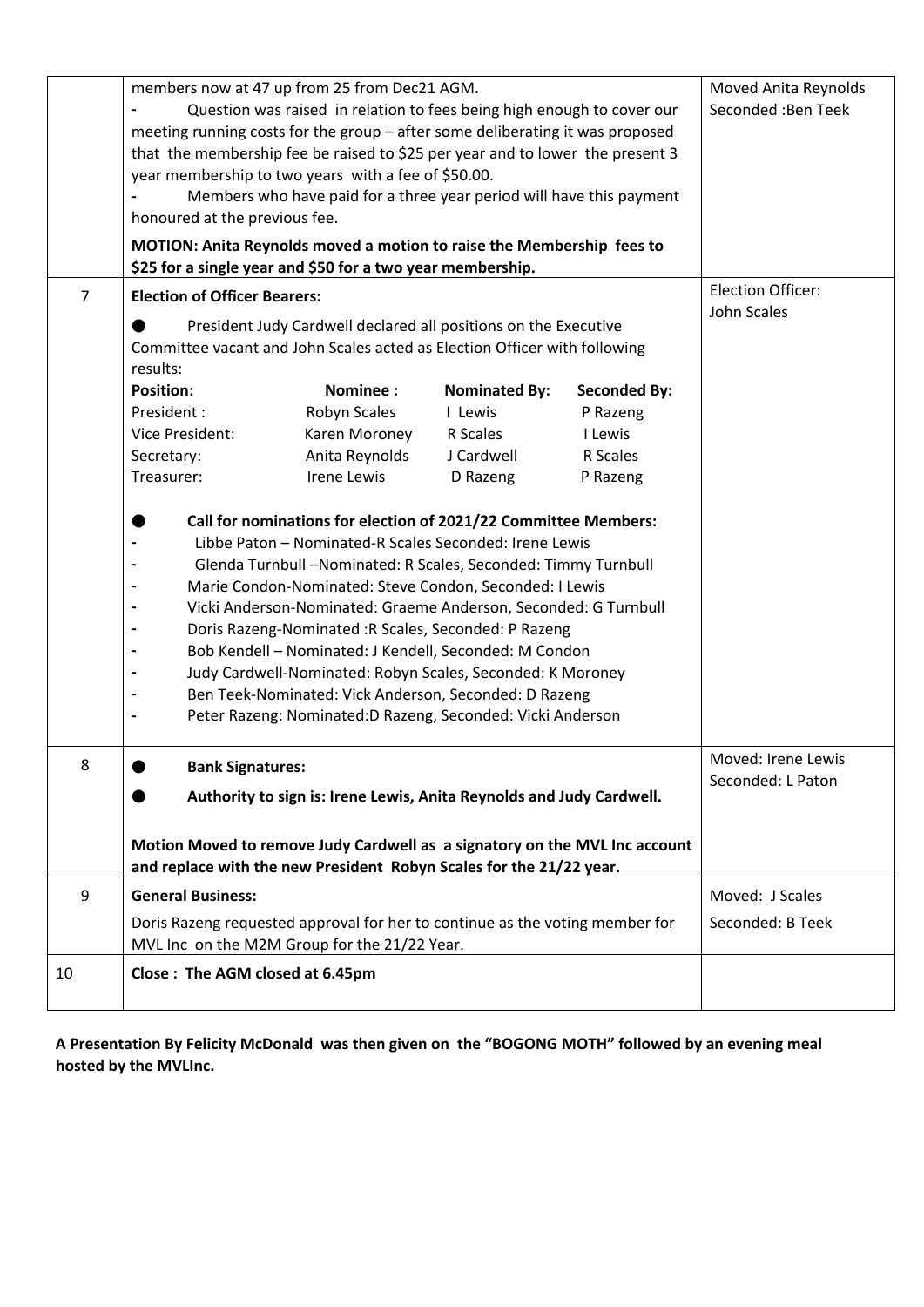| | | |
|---|---|---|
| | members now at 47 up from 25 from Dec21 AGM.<br>- Question was raised in relation to fees being high enough to cover our meeting running costs for the group – after some deliberating it was proposed that the membership fee be raised to $25 per year and to lower the present 3 year membership to two years with a fee of $50.00.<br>- Members who have paid for a three year period will have this payment honoured at the previous fee.<br>**MOTION: Anita Reynolds moved a motion to raise the Membership fees to $25 for a single year and $50 for a two year membership.** | Moved Anita Reynolds<br>Seconded :Ben Teek |
| 7 | **Election of Officer Bearers:**<br>● President Judy Cardwell declared all positions on the Executive Committee vacant and John Scales acted as Election Officer with following results:<br>**Position:** / **Nominee :** / **Nominated By:** / **Seconded By:**<br>President : Robyn Scales / I Lewis / P Razeng<br>Vice President: Karen Moroney / R Scales / I Lewis<br>Secretary: Anita Reynolds / J Cardwell / R Scales<br>Treasurer: Irene Lewis / D Razeng / P Razeng<br>● **Call for nominations for election of 2021/22 Committee Members:**<br>- Libbe Paton – Nominated-R Scales Seconded: Irene Lewis<br>- Glenda Turnbull –Nominated: R Scales, Seconded: Timmy Turnbull<br>- Marie Condon-Nominated: Steve Condon, Seconded: I Lewis<br>- Vicki Anderson-Nominated: Graeme Anderson, Seconded: G Turnbull<br>- Doris Razeng-Nominated :R Scales, Seconded: P Razeng<br>- Bob Kendell – Nominated: J Kendell, Seconded: M Condon<br>- Judy Cardwell-Nominated: Robyn Scales, Seconded: K Moroney<br>- Ben Teek-Nominated: Vick Anderson, Seconded: D Razeng<br>- Peter Razeng: Nominated:D Razeng, Seconded: Vicki Anderson | Election Officer:<br>John Scales |
| 8 | ● **Bank Signatures:**<br>● **Authority to sign is: Irene Lewis, Anita Reynolds and Judy Cardwell.**<br>**Motion Moved to remove Judy Cardwell as a signatory on the MVL Inc account and replace with the new President Robyn Scales for the 21/22 year.** | Moved: Irene Lewis<br>Seconded: L Paton |
| 9 | **General Business:**<br>Doris Razeng requested approval for her to continue as the voting member for MVL Inc on the M2M Group for the 21/22 Year. | Moved: J Scales<br>Seconded: B Teek |
| 10 | **Close : The AGM closed at 6.45pm** | |

**A Presentation By Felicity McDonald was then given on the "BOGONG MOTH" followed by an evening meal hosted by the MVLInc.**